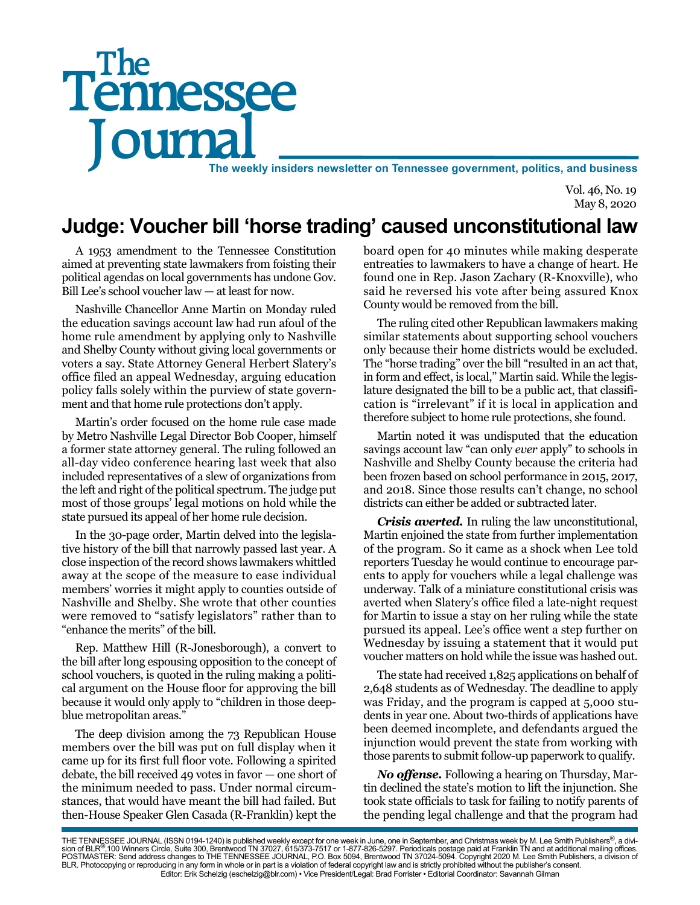# The Tennessee Journal

**The weekly insiders newsletter on Tennessee government, politics, and business**

Vol. 46, No. 19
May 8, 2020

## Judge: Voucher bill 'horse trading' caused unconstitutional law

A 1953 amendment to the Tennessee Constitution aimed at preventing state lawmakers from foisting their political agendas on local governments has undone Gov. Bill Lee's school voucher law — at least for now.

Nashville Chancellor Anne Martin on Monday ruled the education savings account law had run afoul of the home rule amendment by applying only to Nashville and Shelby County without giving local governments or voters a say. State Attorney General Herbert Slatery's office filed an appeal Wednesday, arguing education policy falls solely within the purview of state government and that home rule protections don't apply.

Martin's order focused on the home rule case made by Metro Nashville Legal Director Bob Cooper, himself a former state attorney general. The ruling followed an all-day video conference hearing last week that also included representatives of a slew of organizations from the left and right of the political spectrum. The judge put most of those groups' legal motions on hold while the state pursued its appeal of her home rule decision.

In the 30-page order, Martin delved into the legislative history of the bill that narrowly passed last year. A close inspection of the record shows lawmakers whittled away at the scope of the measure to ease individual members' worries it might apply to counties outside of Nashville and Shelby. She wrote that other counties were removed to "satisfy legislators" rather than to "enhance the merits" of the bill.

Rep. Matthew Hill (R-Jonesborough), a convert to the bill after long espousing opposition to the concept of school vouchers, is quoted in the ruling making a political argument on the House floor for approving the bill because it would only apply to "children in those deep-blue metropolitan areas."

The deep division among the 73 Republican House members over the bill was put on full display when it came up for its first full floor vote. Following a spirited debate, the bill received 49 votes in favor — one short of the minimum needed to pass. Under normal circumstances, that would have meant the bill had failed. But then-House Speaker Glen Casada (R-Franklin) kept the board open for 40 minutes while making desperate entreaties to lawmakers to have a change of heart. He found one in Rep. Jason Zachary (R-Knoxville), who said he reversed his vote after being assured Knox County would be removed from the bill.

The ruling cited other Republican lawmakers making similar statements about supporting school vouchers only because their home districts would be excluded. The "horse trading" over the bill "resulted in an act that, in form and effect, is local," Martin said. While the legislature designated the bill to be a public act, that classification is "irrelevant" if it is local in application and therefore subject to home rule protections, she found.

Martin noted it was undisputed that the education savings account law "can only *ever* apply" to schools in Nashville and Shelby County because the criteria had been frozen based on school performance in 2015, 2017, and 2018. Since those results can't change, no school districts can either be added or subtracted later.

***Crisis averted.*** In ruling the law unconstitutional, Martin enjoined the state from further implementation of the program. So it came as a shock when Lee told reporters Tuesday he would continue to encourage parents to apply for vouchers while a legal challenge was underway. Talk of a miniature constitutional crisis was averted when Slatery's office filed a late-night request for Martin to issue a stay on her ruling while the state pursued its appeal. Lee's office went a step further on Wednesday by issuing a statement that it would put voucher matters on hold while the issue was hashed out.

The state had received 1,825 applications on behalf of 2,648 students as of Wednesday. The deadline to apply was Friday, and the program is capped at 5,000 students in year one. About two-thirds of applications have been deemed incomplete, and defendants argued the injunction would prevent the state from working with those parents to submit follow-up paperwork to qualify.

***No offense.*** Following a hearing on Thursday, Martin declined the state's motion to lift the injunction. She took state officials to task for failing to notify parents of the pending legal challenge and that the program had

THE TENNESSEE JOURNAL (ISSN 0194-1240) is published weekly except for one week in June, one in September, and Christmas week by M. Lee Smith Publishers®, a division of BLR®,100 Winners Circle, Suite 300, Brentwood TN 37027, 615/373-7517 or 1-877-826-5297. Periodicals postage paid at Franklin TN and at additional mailing offices. POSTMASTER: Send address changes to THE TENNESSEE JOURNAL, P.O. Box 5094, Brentwood TN 37024-5094. Copyright 2020 M. Lee Smith Publishers, a division of BLR. Photocopying or reproducing in any form in whole or in part is a violation of federal copyright law and is strictly prohibited without the publisher's consent.
Editor: Erik Schelzig (eschelzig@blr.com) • Vice President/Legal: Brad Forrister • Editorial Coordinator: Savannah Gilman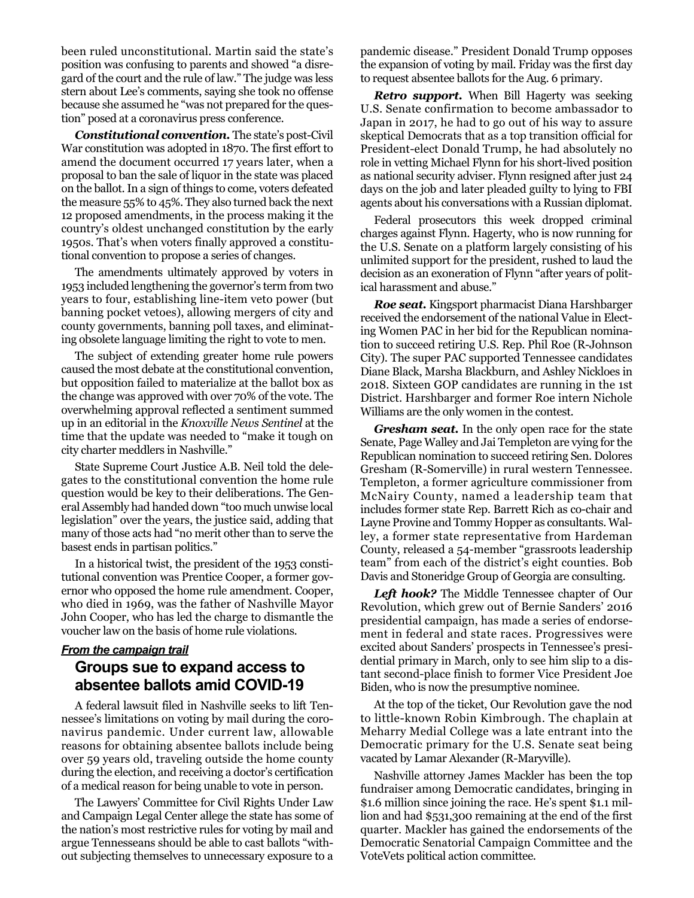been ruled unconstitutional. Martin said the state's position was confusing to parents and showed "a disregard of the court and the rule of law." The judge was less stern about Lee's comments, saying she took no offense because she assumed he "was not prepared for the question" posed at a coronavirus press conference.

***Constitutional convention.*** The state's post-Civil War constitution was adopted in 1870. The first effort to amend the document occurred 17 years later, when a proposal to ban the sale of liquor in the state was placed on the ballot. In a sign of things to come, voters defeated the measure 55% to 45%. They also turned back the next 12 proposed amendments, in the process making it the country's oldest unchanged constitution by the early 1950s. That's when voters finally approved a constitutional convention to propose a series of changes.

The amendments ultimately approved by voters in 1953 included lengthening the governor's term from two years to four, establishing line-item veto power (but banning pocket vetoes), allowing mergers of city and county governments, banning poll taxes, and eliminating obsolete language limiting the right to vote to men.

The subject of extending greater home rule powers caused the most debate at the constitutional convention, but opposition failed to materialize at the ballot box as the change was approved with over 70% of the vote. The overwhelming approval reflected a sentiment summed up in an editorial in the *Knoxville News Sentinel* at the time that the update was needed to "make it tough on city charter meddlers in Nashville."

State Supreme Court Justice A.B. Neil told the delegates to the constitutional convention the home rule question would be key to their deliberations. The General Assembly had handed down "too much unwise local legislation" over the years, the justice said, adding that many of those acts had "no merit other than to serve the basest ends in partisan politics."

In a historical twist, the president of the 1953 constitutional convention was Prentice Cooper, a former governor who opposed the home rule amendment. Cooper, who died in 1969, was the father of Nashville Mayor John Cooper, who has led the charge to dismantle the voucher law on the basis of home rule violations.

***From the campaign trail***

## Groups sue to expand access to absentee ballots amid COVID-19

A federal lawsuit filed in Nashville seeks to lift Tennessee's limitations on voting by mail during the coronavirus pandemic. Under current law, allowable reasons for obtaining absentee ballots include being over 59 years old, traveling outside the home county during the election, and receiving a doctor's certification of a medical reason for being unable to vote in person.

The Lawyers' Committee for Civil Rights Under Law and Campaign Legal Center allege the state has some of the nation's most restrictive rules for voting by mail and argue Tennesseans should be able to cast ballots "without subjecting themselves to unnecessary exposure to a pandemic disease." President Donald Trump opposes the expansion of voting by mail. Friday was the first day to request absentee ballots for the Aug. 6 primary.

***Retro support.*** When Bill Hagerty was seeking U.S. Senate confirmation to become ambassador to Japan in 2017, he had to go out of his way to assure skeptical Democrats that as a top transition official for President-elect Donald Trump, he had absolutely no role in vetting Michael Flynn for his short-lived position as national security adviser. Flynn resigned after just 24 days on the job and later pleaded guilty to lying to FBI agents about his conversations with a Russian diplomat.

Federal prosecutors this week dropped criminal charges against Flynn. Hagerty, who is now running for the U.S. Senate on a platform largely consisting of his unlimited support for the president, rushed to laud the decision as an exoneration of Flynn "after years of political harassment and abuse."

***Roe seat.*** Kingsport pharmacist Diana Harshbarger received the endorsement of the national Value in Electing Women PAC in her bid for the Republican nomination to succeed retiring U.S. Rep. Phil Roe (R-Johnson City). The super PAC supported Tennessee candidates Diane Black, Marsha Blackburn, and Ashley Nickloes in 2018. Sixteen GOP candidates are running in the 1st District. Harshbarger and former Roe intern Nichole Williams are the only women in the contest.

***Gresham seat.*** In the only open race for the state Senate, Page Walley and Jai Templeton are vying for the Republican nomination to succeed retiring Sen. Dolores Gresham (R-Somerville) in rural western Tennessee. Templeton, a former agriculture commissioner from McNairy County, named a leadership team that includes former state Rep. Barrett Rich as co-chair and Layne Provine and Tommy Hopper as consultants. Walley, a former state representative from Hardeman County, released a 54-member "grassroots leadership team" from each of the district's eight counties. Bob Davis and Stoneridge Group of Georgia are consulting.

***Left hook?*** The Middle Tennessee chapter of Our Revolution, which grew out of Bernie Sanders' 2016 presidential campaign, has made a series of endorsement in federal and state races. Progressives were excited about Sanders' prospects in Tennessee's presidential primary in March, only to see him slip to a distant second-place finish to former Vice President Joe Biden, who is now the presumptive nominee.

At the top of the ticket, Our Revolution gave the nod to little-known Robin Kimbrough. The chaplain at Meharry Medial College was a late entrant into the Democratic primary for the U.S. Senate seat being vacated by Lamar Alexander (R-Maryville).

Nashville attorney James Mackler has been the top fundraiser among Democratic candidates, bringing in $1.6 million since joining the race. He's spent $1.1 million and had $531,300 remaining at the end of the first quarter. Mackler has gained the endorsements of the Democratic Senatorial Campaign Committee and the VoteVets political action committee.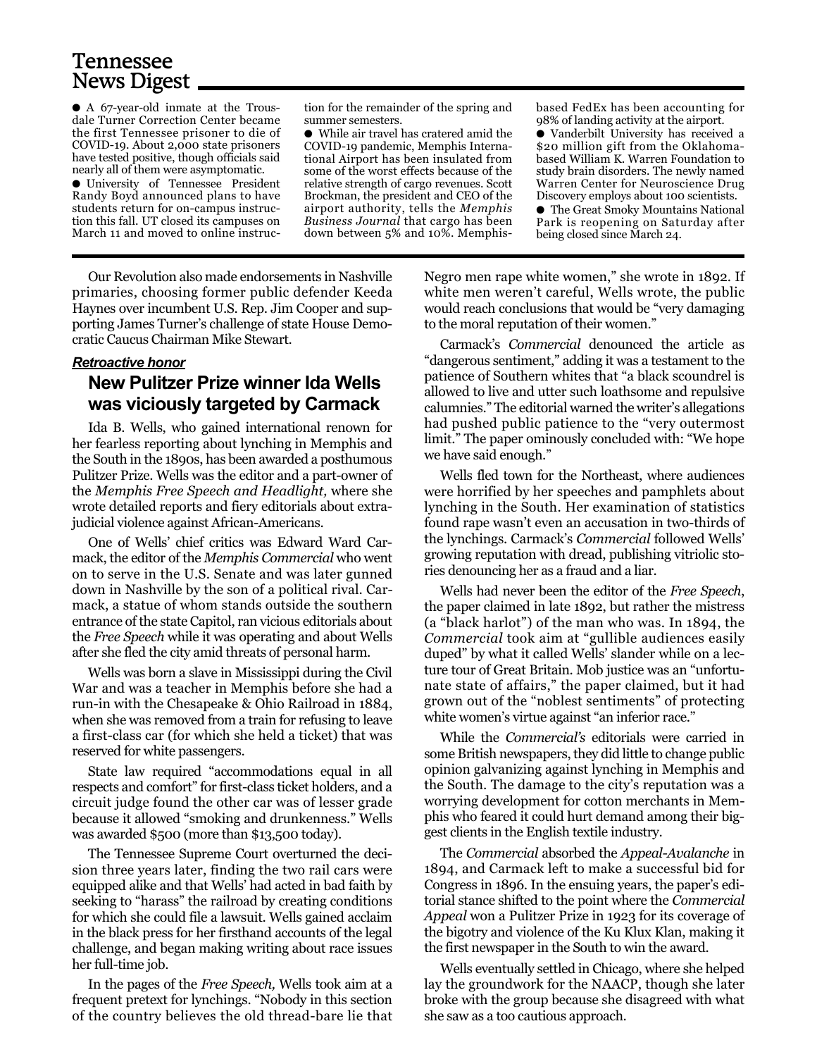## Tennessee News Digest

● A 67-year-old inmate at the Trousdale Turner Correction Center became the first Tennessee prisoner to die of COVID-19. About 2,000 state prisoners have tested positive, though officials said nearly all of them were asymptomatic.

● University of Tennessee President Randy Boyd announced plans to have students return for on-campus instruction this fall. UT closed its campuses on March 11 and moved to online instruction for the remainder of the spring and summer semesters.

● While air travel has cratered amid the COVID-19 pandemic, Memphis International Airport has been insulated from some of the worst effects because of the relative strength of cargo revenues. Scott Brockman, the president and CEO of the airport authority, tells the *Memphis Business Journal* that cargo has been down between 5% and 10%. Memphis-based FedEx has been accounting for 98% of landing activity at the airport.

● Vanderbilt University has received a $20 million gift from the Oklahoma-based William K. Warren Foundation to study brain disorders. The newly named Warren Center for Neuroscience Drug Discovery employs about 100 scientists.

● The Great Smoky Mountains National Park is reopening on Saturday after being closed since March 24.

---

Our Revolution also made endorsements in Nashville primaries, choosing former public defender Keeda Haynes over incumbent U.S. Rep. Jim Cooper and supporting James Turner's challenge of state House Democratic Caucus Chairman Mike Stewart.

***Retroactive honor***

## New Pulitzer Prize winner Ida Wells was viciously targeted by Carmack

Ida B. Wells, who gained international renown for her fearless reporting about lynching in Memphis and the South in the 1890s, has been awarded a posthumous Pulitzer Prize. Wells was the editor and a part-owner of the *Memphis Free Speech and Headlight,* where she wrote detailed reports and fiery editorials about extrajudicial violence against African-Americans.

One of Wells' chief critics was Edward Ward Carmack, the editor of the *Memphis Commercial* who went on to serve in the U.S. Senate and was later gunned down in Nashville by the son of a political rival. Carmack, a statue of whom stands outside the southern entrance of the state Capitol, ran vicious editorials about the *Free Speech* while it was operating and about Wells after she fled the city amid threats of personal harm.

Wells was born a slave in Mississippi during the Civil War and was a teacher in Memphis before she had a run-in with the Chesapeake & Ohio Railroad in 1884, when she was removed from a train for refusing to leave a first-class car (for which she held a ticket) that was reserved for white passengers.

State law required "accommodations equal in all respects and comfort" for first-class ticket holders, and a circuit judge found the other car was of lesser grade because it allowed "smoking and drunkenness." Wells was awarded $500 (more than $13,500 today).

The Tennessee Supreme Court overturned the decision three years later, finding the two rail cars were equipped alike and that Wells' had acted in bad faith by seeking to "harass" the railroad by creating conditions for which she could file a lawsuit. Wells gained acclaim in the black press for her firsthand accounts of the legal challenge, and began making writing about race issues her full-time job.

In the pages of the *Free Speech,* Wells took aim at a frequent pretext for lynchings. "Nobody in this section of the country believes the old thread-bare lie that Negro men rape white women," she wrote in 1892. If white men weren't careful, Wells wrote, the public would reach conclusions that would be "very damaging to the moral reputation of their women."

Carmack's *Commercial* denounced the article as "dangerous sentiment," adding it was a testament to the patience of Southern whites that "a black scoundrel is allowed to live and utter such loathsome and repulsive calumnies." The editorial warned the writer's allegations had pushed public patience to the "very outermost limit." The paper ominously concluded with: "We hope we have said enough."

Wells fled town for the Northeast, where audiences were horrified by her speeches and pamphlets about lynching in the South. Her examination of statistics found rape wasn't even an accusation in two-thirds of the lynchings. Carmack's *Commercial* followed Wells' growing reputation with dread, publishing vitriolic stories denouncing her as a fraud and a liar.

Wells had never been the editor of the *Free Speech*, the paper claimed in late 1892, but rather the mistress (a "black harlot") of the man who was. In 1894, the *Commercial* took aim at "gullible audiences easily duped" by what it called Wells' slander while on a lecture tour of Great Britain. Mob justice was an "unfortunate state of affairs," the paper claimed, but it had grown out of the "noblest sentiments" of protecting white women's virtue against "an inferior race."

While the *Commercial's* editorials were carried in some British newspapers, they did little to change public opinion galvanizing against lynching in Memphis and the South. The damage to the city's reputation was a worrying development for cotton merchants in Memphis who feared it could hurt demand among their biggest clients in the English textile industry.

The *Commercial* absorbed the *Appeal-Avalanche* in 1894, and Carmack left to make a successful bid for Congress in 1896. In the ensuing years, the paper's editorial stance shifted to the point where the *Commercial Appeal* won a Pulitzer Prize in 1923 for its coverage of the bigotry and violence of the Ku Klux Klan, making it the first newspaper in the South to win the award.

Wells eventually settled in Chicago, where she helped lay the groundwork for the NAACP, though she later broke with the group because she disagreed with what she saw as a too cautious approach.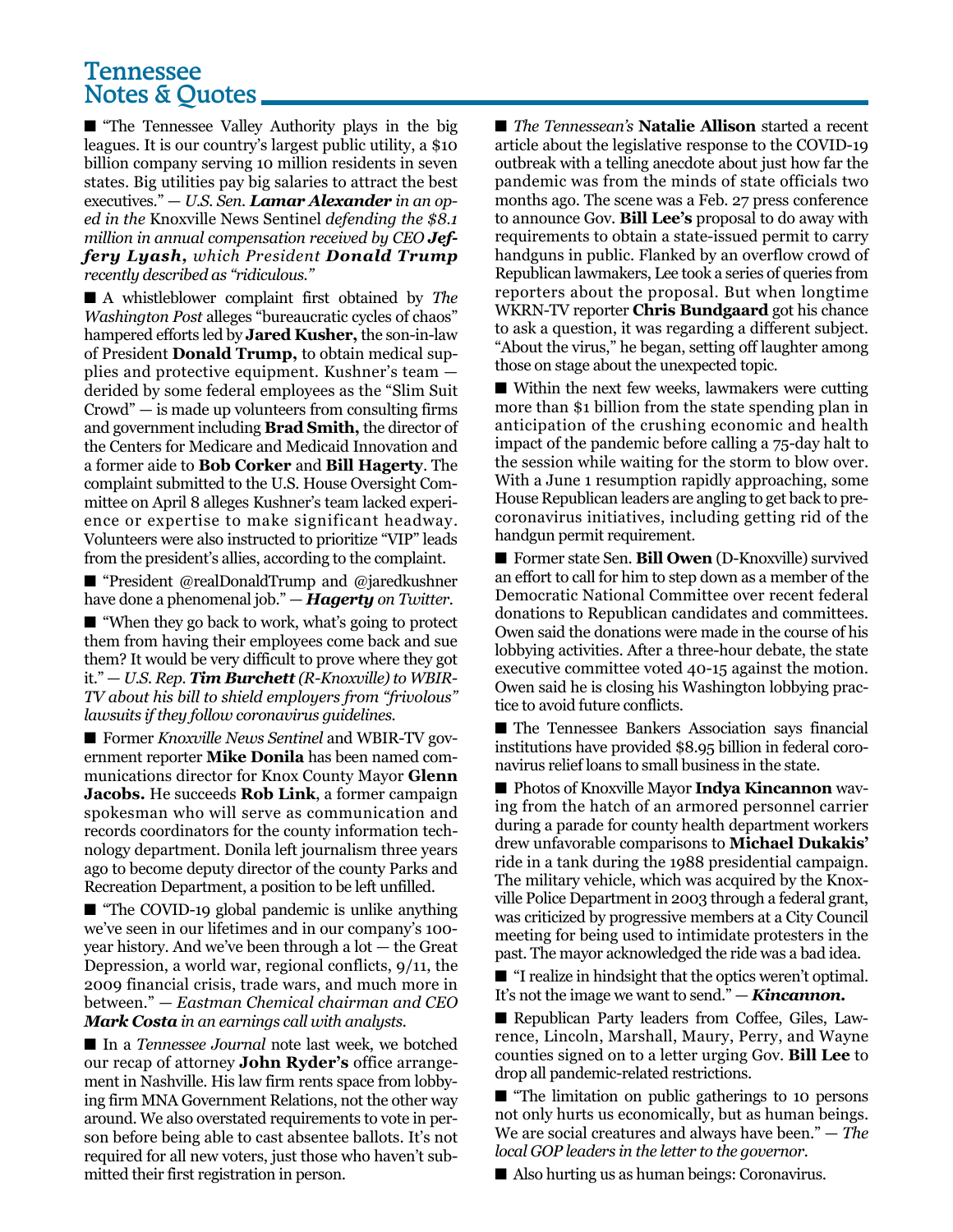## Tennessee Notes & Quotes

■ "The Tennessee Valley Authority plays in the big leagues. It is our country's largest public utility, a $10 billion company serving 10 million residents in seven states. Big utilities pay big salaries to attract the best executives." — *U.S. Sen.* ***Lamar Alexander*** *in an op-ed in the* Knoxville News Sentinel *defending the $8.1 million in annual compensation received by CEO* ***Jeffery Lyash,*** *which President* ***Donald Trump*** *recently described as "ridiculous."*

■ A whistleblower complaint first obtained by *The Washington Post* alleges "bureaucratic cycles of chaos" hampered efforts led by **Jared Kusher,** the son-in-law of President **Donald Trump,** to obtain medical supplies and protective equipment. Kushner's team — derided by some federal employees as the "Slim Suit Crowd" — is made up volunteers from consulting firms and government including **Brad Smith,** the director of the Centers for Medicare and Medicaid Innovation and a former aide to **Bob Corker** and **Bill Hagerty**. The complaint submitted to the U.S. House Oversight Committee on April 8 alleges Kushner's team lacked experience or expertise to make significant headway. Volunteers were also instructed to prioritize "VIP" leads from the president's allies, according to the complaint.

■ "President @realDonaldTrump and @jaredkushner have done a phenomenal job." — ***Hagerty*** *on Twitter.*

■ "When they go back to work, what's going to protect them from having their employees come back and sue them? It would be very difficult to prove where they got it." — *U.S. Rep.* ***Tim Burchett*** *(R-Knoxville) to WBIR-TV about his bill to shield employers from "frivolous" lawsuits if they follow coronavirus guidelines.*

■ Former *Knoxville News Sentinel* and WBIR-TV government reporter **Mike Donila** has been named communications director for Knox County Mayor **Glenn Jacobs.** He succeeds **Rob Link**, a former campaign spokesman who will serve as communication and records coordinators for the county information technology department. Donila left journalism three years ago to become deputy director of the county Parks and Recreation Department, a position to be left unfilled.

■ "The COVID-19 global pandemic is unlike anything we've seen in our lifetimes and in our company's 100-year history. And we've been through a lot — the Great Depression, a world war, regional conflicts, 9/11, the 2009 financial crisis, trade wars, and much more in between." — *Eastman Chemical chairman and CEO* ***Mark Costa*** *in an earnings call with analysts.*

■ In a *Tennessee Journal* note last week, we botched our recap of attorney **John Ryder's** office arrangement in Nashville. His law firm rents space from lobbying firm MNA Government Relations, not the other way around. We also overstated requirements to vote in person before being able to cast absentee ballots. It's not required for all new voters, just those who haven't submitted their first registration in person.

■ *The Tennessean's* **Natalie Allison** started a recent article about the legislative response to the COVID-19 outbreak with a telling anecdote about just how far the pandemic was from the minds of state officials two months ago. The scene was a Feb. 27 press conference to announce Gov. **Bill Lee's** proposal to do away with requirements to obtain a state-issued permit to carry handguns in public. Flanked by an overflow crowd of Republican lawmakers, Lee took a series of queries from reporters about the proposal. But when longtime WKRN-TV reporter **Chris Bundgaard** got his chance to ask a question, it was regarding a different subject. "About the virus," he began, setting off laughter among those on stage about the unexpected topic.

■ Within the next few weeks, lawmakers were cutting more than $1 billion from the state spending plan in anticipation of the crushing economic and health impact of the pandemic before calling a 75-day halt to the session while waiting for the storm to blow over. With a June 1 resumption rapidly approaching, some House Republican leaders are angling to get back to pre-coronavirus initiatives, including getting rid of the handgun permit requirement.

■ Former state Sen. **Bill Owen** (D-Knoxville) survived an effort to call for him to step down as a member of the Democratic National Committee over recent federal donations to Republican candidates and committees. Owen said the donations were made in the course of his lobbying activities. After a three-hour debate, the state executive committee voted 40-15 against the motion. Owen said he is closing his Washington lobbying practice to avoid future conflicts.

■ The Tennessee Bankers Association says financial institutions have provided $8.95 billion in federal coronavirus relief loans to small business in the state.

■ Photos of Knoxville Mayor **Indya Kincannon** waving from the hatch of an armored personnel carrier during a parade for county health department workers drew unfavorable comparisons to **Michael Dukakis'** ride in a tank during the 1988 presidential campaign. The military vehicle, which was acquired by the Knoxville Police Department in 2003 through a federal grant, was criticized by progressive members at a City Council meeting for being used to intimidate protesters in the past. The mayor acknowledged the ride was a bad idea.

■ "I realize in hindsight that the optics weren't optimal. It's not the image we want to send." — ***Kincannon.***

■ Republican Party leaders from Coffee, Giles, Lawrence, Lincoln, Marshall, Maury, Perry, and Wayne counties signed on to a letter urging Gov. **Bill Lee** to drop all pandemic-related restrictions.

■ "The limitation on public gatherings to 10 persons not only hurts us economically, but as human beings. We are social creatures and always have been." — *The local GOP leaders in the letter to the governor.*

■ Also hurting us as human beings: Coronavirus.